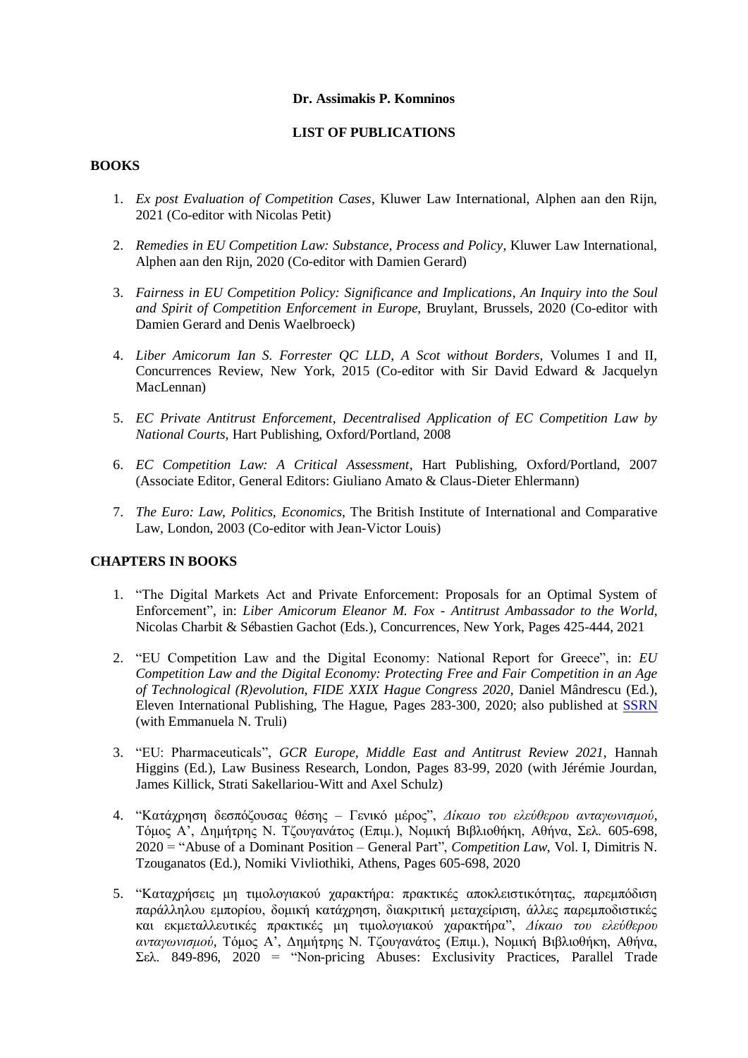**Dr. Assimakis P. Komninos**

**LIST OF PUBLICATIONS**

## BOOKS

1. *Ex post Evaluation of Competition Cases*, Kluwer Law International, Alphen aan den Rijn, 2021 (Co-editor with Nicolas Petit)

2. *Remedies in EU Competition Law: Substance, Process and Policy*, Kluwer Law International, Alphen aan den Rijn, 2020 (Co-editor with Damien Gerard)

3. *Fairness in EU Competition Policy: Significance and Implications, An Inquiry into the Soul and Spirit of Competition Enforcement in Europe*, Bruylant, Brussels, 2020 (Co-editor with Damien Gerard and Denis Waelbroeck)

4. *Liber Amicorum Ian S. Forrester QC LLD, A Scot without Borders*, Volumes I and II, Concurrences Review, New York, 2015 (Co-editor with Sir David Edward & Jacquelyn MacLennan)

5. *EC Private Antitrust Enforcement, Decentralised Application of EC Competition Law by National Courts*, Hart Publishing, Oxford/Portland, 2008

6. *EC Competition Law: A Critical Assessment*, Hart Publishing, Oxford/Portland, 2007 (Associate Editor, General Editors: Giuliano Amato & Claus-Dieter Ehlermann)

7. *The Euro: Law, Politics, Economics*, The British Institute of International and Comparative Law, London, 2003 (Co-editor with Jean-Victor Louis)

## CHAPTERS IN BOOKS

1. "The Digital Markets Act and Private Enforcement: Proposals for an Optimal System of Enforcement", in: *Liber Amicorum Eleanor M. Fox - Antitrust Ambassador to the World*, Nicolas Charbit & Sébastien Gachot (Eds.), Concurrences, New York, Pages 425-444, 2021

2. "EU Competition Law and the Digital Economy: National Report for Greece", in: *EU Competition Law and the Digital Economy: Protecting Free and Fair Competition in an Age of Technological (R)evolution, FIDE XXIX Hague Congress 2020*, Daniel Mândrescu (Ed.), Eleven International Publishing, The Hague, Pages 283-300, 2020; also published at SSRN (with Emmanuela N. Truli)

3. "EU: Pharmaceuticals", *GCR Europe, Middle East and Antitrust Review 2021*, Hannah Higgins (Ed.), Law Business Research, London, Pages 83-99, 2020 (with Jérémie Jourdan, James Killick, Strati Sakellariou-Witt and Axel Schulz)

4. "Κατάχρηση δεσπόζουσας θέσης – Γενικό μέρος", *Δίκαιο του ελεύθερου ανταγωνισμού*, Τόμος Α', Δημήτρης Ν. Τζουγανάτος (Επιμ.), Νομική Βιβλιοθήκη, Αθήνα, Σελ. 605-698, 2020 = "Abuse of a Dominant Position – General Part", *Competition Law*, Vol. I, Dimitris N. Tzouganatos (Ed.), Nomiki Vivliothiki, Athens, Pages 605-698, 2020

5. "Καταχρήσεις μη τιμολογιακού χαρακτήρα: πρακτικές αποκλειστικότητας, παρεμπόδιση παράλληλου εμπορίου, δομική κατάχρηση, διακριτική μεταχείριση, άλλες παρεμποδιστικές και εκμεταλλευτικές πρακτικές μη τιμολογιακού χαρακτήρα", *Δίκαιο του ελεύθερου ανταγωνισμού*, Τόμος Α', Δημήτρης Ν. Τζουγανάτος (Επιμ.), Νομική Βιβλιοθήκη, Αθήνα, Σελ. 849-896, 2020 = "Non-pricing Abuses: Exclusivity Practices, Parallel Trade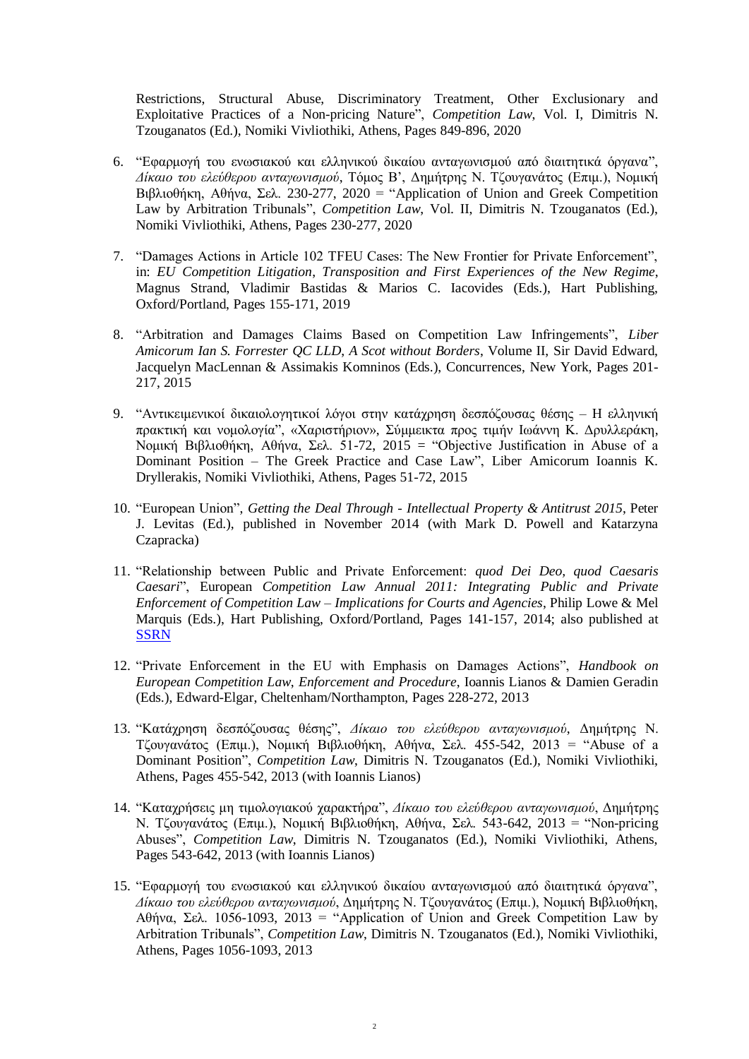Restrictions, Structural Abuse, Discriminatory Treatment, Other Exclusionary and Exploitative Practices of a Non-pricing Nature", *Competition Law*, Vol. I, Dimitris N. Tzouganatos (Ed.), Nomiki Vivliothiki, Athens, Pages 849-896, 2020

6. "Εφαρμογή του ενωσιακού και ελληνικού δικαίου ανταγωνισμού από διαιτητικά όργανα", *Δίκαιο του ελεύθερου ανταγωνισμού*, Τόμος Β', Δημήτρης Ν. Τζουγανάτος (Επιμ.), Νομική Βιβλιοθήκη, Αθήνα, Σελ. 230-277, 2020 = "Application of Union and Greek Competition Law by Arbitration Tribunals", *Competition Law*, Vol. II, Dimitris N. Tzouganatos (Ed.), Nomiki Vivliothiki, Athens, Pages 230-277, 2020

7. "Damages Actions in Article 102 TFEU Cases: The New Frontier for Private Enforcement", in: *EU Competition Litigation, Transposition and First Experiences of the New Regime*, Magnus Strand, Vladimir Bastidas & Marios C. Iacovides (Eds.), Hart Publishing, Oxford/Portland, Pages 155-171, 2019

8. "Arbitration and Damages Claims Based on Competition Law Infringements", *Liber Amicorum Ian S. Forrester QC LLD, A Scot without Borders*, Volume II, Sir David Edward, Jacquelyn MacLennan & Assimakis Komninos (Eds.), Concurrences, New York, Pages 201-217, 2015

9. "Αντικειμενικοί δικαιολογητικοί λόγοι στην κατάχρηση δεσπόζουσας θέσης – Η ελληνική πρακτική και νομολογία", «Χαριστήριον», Σύμμεικτα προς τιμήν Ιωάννη Κ. Δρυλλεράκη, Νομική Βιβλιοθήκη, Αθήνα, Σελ. 51-72, 2015 = "Objective Justification in Abuse of a Dominant Position – The Greek Practice and Case Law", Liber Amicorum Ioannis K. Dryllerakis, Nomiki Vivliothiki, Athens, Pages 51-72, 2015

10. "European Union", *Getting the Deal Through - Intellectual Property & Antitrust 2015*, Peter J. Levitas (Ed.), published in November 2014 (with Mark D. Powell and Katarzyna Czapracka)

11. "Relationship between Public and Private Enforcement: *quod Dei Deo, quod Caesaris Caesari*", European *Competition Law Annual 2011: Integrating Public and Private Enforcement of Competition Law – Implications for Courts and Agencies*, Philip Lowe & Mel Marquis (Eds.), Hart Publishing, Oxford/Portland, Pages 141-157, 2014; also published at SSRN

12. "Private Enforcement in the EU with Emphasis on Damages Actions", *Handbook on European Competition Law, Enforcement and Procedure*, Ioannis Lianos & Damien Geradin (Eds.), Edward-Elgar, Cheltenham/Northampton, Pages 228-272, 2013

13. "Κατάχρηση δεσπόζουσας θέσης", *Δίκαιο του ελεύθερου ανταγωνισμού*, Δημήτρης Ν. Τζουγανάτος (Επιμ.), Νομική Βιβλιοθήκη, Αθήνα, Σελ. 455-542, 2013 = "Abuse of a Dominant Position", *Competition Law*, Dimitris N. Tzouganatos (Ed.), Nomiki Vivliothiki, Athens, Pages 455-542, 2013 (with Ioannis Lianos)

14. "Καταχρήσεις μη τιμολογιακού χαρακτήρα", *Δίκαιο του ελεύθερου ανταγωνισμού*, Δημήτρης Ν. Τζουγανάτος (Επιμ.), Νομική Βιβλιοθήκη, Αθήνα, Σελ. 543-642, 2013 = "Non-pricing Abuses", *Competition Law*, Dimitris N. Tzouganatos (Ed.), Nomiki Vivliothiki, Athens, Pages 543-642, 2013 (with Ioannis Lianos)

15. "Εφαρμογή του ενωσιακού και ελληνικού δικαίου ανταγωνισμού από διαιτητικά όργανα", *Δίκαιο του ελεύθερου ανταγωνισμού*, Δημήτρης Ν. Τζουγανάτος (Επιμ.), Νομική Βιβλιοθήκη, Αθήνα, Σελ. 1056-1093, 2013 = "Application of Union and Greek Competition Law by Arbitration Tribunals", *Competition Law*, Dimitris N. Tzouganatos (Ed.), Nomiki Vivliothiki, Athens, Pages 1056-1093, 2013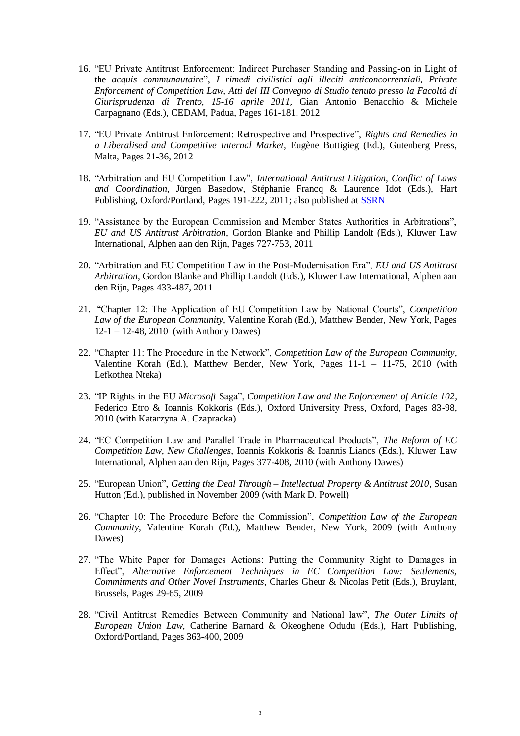16. "EU Private Antitrust Enforcement: Indirect Purchaser Standing and Passing-on in Light of the *acquis communautaire*", *I rimedi civilistici agli illeciti anticoncorrenziali, Private Enforcement of Competition Law, Atti del III Convegno di Studio tenuto presso la Facoltà di Giurisprudenza di Trento, 15-16 aprile 2011*, Gian Antonio Benacchio & Michele Carpagnano (Eds.), CEDAM, Padua, Pages 161-181, 2012

17. "EU Private Antitrust Enforcement: Retrospective and Prospective", *Rights and Remedies in a Liberalised and Competitive Internal Market*, Eugène Buttigieg (Ed.), Gutenberg Press, Malta, Pages 21-36, 2012

18. "Arbitration and EU Competition Law", *International Antitrust Litigation, Conflict of Laws and Coordination*, Jürgen Basedow, Stéphanie Francq & Laurence Idot (Eds.), Hart Publishing, Oxford/Portland, Pages 191-222, 2011; also published at SSRN

19. "Assistance by the European Commission and Member States Authorities in Arbitrations", *EU and US Antitrust Arbitration*, Gordon Blanke and Phillip Landolt (Eds.), Kluwer Law International, Alphen aan den Rijn, Pages 727-753, 2011

20. "Arbitration and EU Competition Law in the Post-Modernisation Era", *EU and US Antitrust Arbitration*, Gordon Blanke and Phillip Landolt (Eds.), Kluwer Law International, Alphen aan den Rijn, Pages 433-487, 2011

21. "Chapter 12: The Application of EU Competition Law by National Courts", *Competition Law of the European Community*, Valentine Korah (Ed.), Matthew Bender, New York, Pages 12-1 – 12-48, 2010 (with Anthony Dawes)

22. "Chapter 11: The Procedure in the Network", *Competition Law of the European Community*, Valentine Korah (Ed.), Matthew Bender, New York, Pages 11-1 – 11-75, 2010 (with Lefkothea Nteka)

23. "IP Rights in the EU *Microsoft* Saga", *Competition Law and the Enforcement of Article 102*, Federico Etro & Ioannis Kokkoris (Eds.), Oxford University Press, Oxford, Pages 83-98, 2010 (with Katarzyna A. Czapracka)

24. "EC Competition Law and Parallel Trade in Pharmaceutical Products", *The Reform of EC Competition Law, New Challenges*, Ioannis Kokkoris & Ioannis Lianos (Eds.), Kluwer Law International, Alphen aan den Rijn, Pages 377-408, 2010 (with Anthony Dawes)

25. "European Union", *Getting the Deal Through – Intellectual Property & Antitrust 2010*, Susan Hutton (Ed.), published in November 2009 (with Mark D. Powell)

26. "Chapter 10: The Procedure Before the Commission", *Competition Law of the European Community*, Valentine Korah (Ed.), Matthew Bender, New York, 2009 (with Anthony Dawes)

27. "The White Paper for Damages Actions: Putting the Community Right to Damages in Effect", *Alternative Enforcement Techniques in EC Competition Law: Settlements, Commitments and Other Novel Instruments*, Charles Gheur & Nicolas Petit (Eds.), Bruylant, Brussels, Pages 29-65, 2009

28. "Civil Antitrust Remedies Between Community and National law", *The Outer Limits of European Union Law*, Catherine Barnard & Okeoghene Odudu (Eds.), Hart Publishing, Oxford/Portland, Pages 363-400, 2009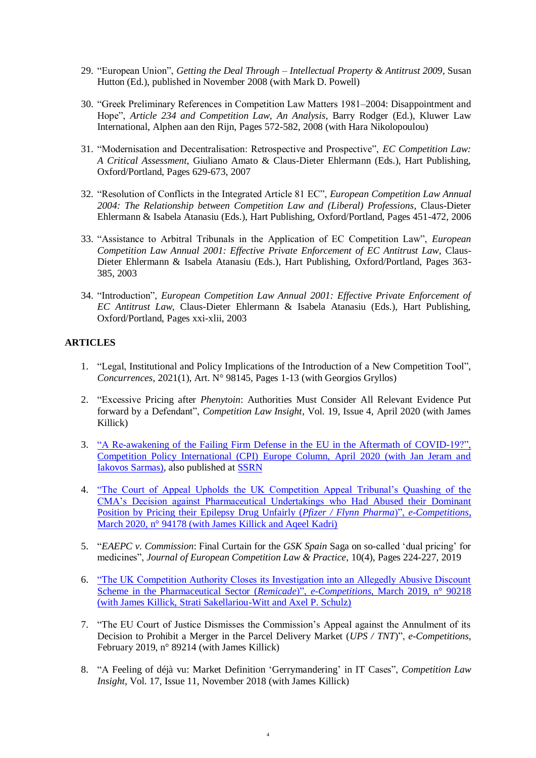29. "European Union", *Getting the Deal Through – Intellectual Property & Antitrust 2009*, Susan Hutton (Ed.), published in November 2008 (with Mark D. Powell)

30. "Greek Preliminary References in Competition Law Matters 1981–2004: Disappointment and Hope", *Article 234 and Competition Law, An Analysis*, Barry Rodger (Ed.), Kluwer Law International, Alphen aan den Rijn, Pages 572-582, 2008 (with Hara Nikolopoulou)

31. "Modernisation and Decentralisation: Retrospective and Prospective", *EC Competition Law: A Critical Assessment*, Giuliano Amato & Claus-Dieter Ehlermann (Eds.), Hart Publishing, Oxford/Portland, Pages 629-673, 2007

32. "Resolution of Conflicts in the Integrated Article 81 EC", *European Competition Law Annual 2004: The Relationship between Competition Law and (Liberal) Professions*, Claus-Dieter Ehlermann & Isabela Atanasiu (Eds.), Hart Publishing, Oxford/Portland, Pages 451-472, 2006

33. "Assistance to Arbitral Tribunals in the Application of EC Competition Law", *European Competition Law Annual 2001: Effective Private Enforcement of EC Antitrust Law*, Claus-Dieter Ehlermann & Isabela Atanasiu (Eds.), Hart Publishing, Oxford/Portland, Pages 363-385, 2003

34. "Introduction", *European Competition Law Annual 2001: Effective Private Enforcement of EC Antitrust Law*, Claus-Dieter Ehlermann & Isabela Atanasiu (Eds.), Hart Publishing, Oxford/Portland, Pages xxi-xlii, 2003

**ARTICLES**

1. "Legal, Institutional and Policy Implications of the Introduction of a New Competition Tool", *Concurrences*, 2021(1), Art. N° 98145, Pages 1-13 (with Georgios Gryllos)

2. "Excessive Pricing after *Phenytoin*: Authorities Must Consider All Relevant Evidence Put forward by a Defendant", *Competition Law Insight*, Vol. 19, Issue 4, April 2020 (with James Killick)

3. "A Re-awakening of the Failing Firm Defense in the EU in the Aftermath of COVID-19?", Competition Policy International (CPI) Europe Column, April 2020 (with Jan Jeram and Iakovos Sarmas), also published at SSRN

4. "The Court of Appeal Upholds the UK Competition Appeal Tribunal's Quashing of the CMA's Decision against Pharmaceutical Undertakings who Had Abused their Dominant Position by Pricing their Epilepsy Drug Unfairly (*Pfizer / Flynn Pharma*)", *e-Competitions*, March 2020, n° 94178 (with James Killick and Aqeel Kadri)

5. "*EAEPC v. Commission*: Final Curtain for the *GSK Spain* Saga on so-called 'dual pricing' for medicines", *Journal of European Competition Law & Practice*, 10(4), Pages 224-227, 2019

6. "The UK Competition Authority Closes its Investigation into an Allegedly Abusive Discount Scheme in the Pharmaceutical Sector (*Remicade*)", *e-Competitions*, March 2019, n° 90218 (with James Killick, Strati Sakellariou-Witt and Axel P. Schulz)

7. "The EU Court of Justice Dismisses the Commission's Appeal against the Annulment of its Decision to Prohibit a Merger in the Parcel Delivery Market (*UPS / TNT*)", *e-Competitions*, February 2019, n° 89214 (with James Killick)

8. "A Feeling of déjà vu: Market Definition 'Gerrymandering' in IT Cases", *Competition Law Insight*, Vol. 17, Issue 11, November 2018 (with James Killick)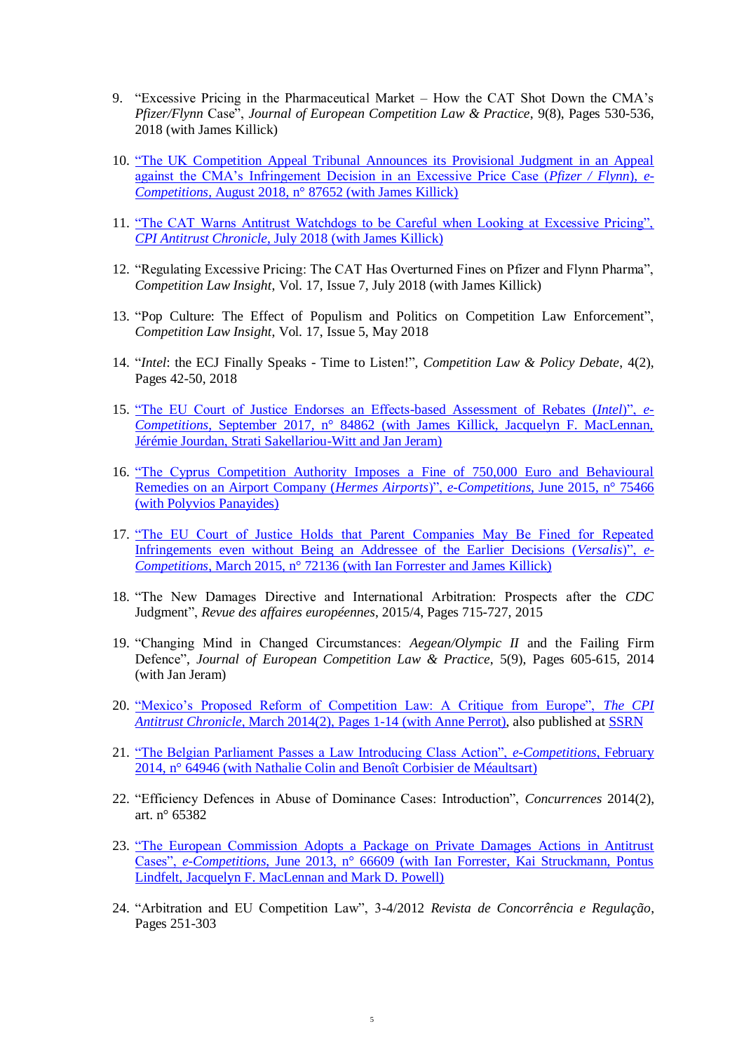9. "Excessive Pricing in the Pharmaceutical Market – How the CAT Shot Down the CMA's *Pfizer/Flynn* Case", *Journal of European Competition Law & Practice*, 9(8), Pages 530-536, 2018 (with James Killick)

10. "The UK Competition Appeal Tribunal Announces its Provisional Judgment in an Appeal against the CMA's Infringement Decision in an Excessive Price Case (*Pfizer / Flynn*), *e-Competitions*, August 2018, n° 87652 (with James Killick)

11. "The CAT Warns Antitrust Watchdogs to be Careful when Looking at Excessive Pricing", *CPI Antitrust Chronicle*, July 2018 (with James Killick)

12. "Regulating Excessive Pricing: The CAT Has Overturned Fines on Pfizer and Flynn Pharma", *Competition Law Insight*, Vol. 17, Issue 7, July 2018 (with James Killick)

13. "Pop Culture: The Effect of Populism and Politics on Competition Law Enforcement", *Competition Law Insight*, Vol. 17, Issue 5, May 2018

14. "*Intel*: the ECJ Finally Speaks - Time to Listen!", *Competition Law & Policy Debate*, 4(2), Pages 42-50, 2018

15. "The EU Court of Justice Endorses an Effects-based Assessment of Rebates (*Intel*)", *e-Competitions*, September 2017, n° 84862 (with James Killick, Jacquelyn F. MacLennan, Jérémie Jourdan, Strati Sakellariou-Witt and Jan Jeram)

16. "The Cyprus Competition Authority Imposes a Fine of 750,000 Euro and Behavioural Remedies on an Airport Company (*Hermes Airports*)", *e-Competitions*, June 2015, n° 75466 (with Polyvios Panayides)

17. "The EU Court of Justice Holds that Parent Companies May Be Fined for Repeated Infringements even without Being an Addressee of the Earlier Decisions (*Versalis*)", *e-Competitions*, March 2015, n° 72136 (with Ian Forrester and James Killick)

18. "The New Damages Directive and International Arbitration: Prospects after the *CDC* Judgment", *Revue des affaires européennes*, 2015/4, Pages 715-727, 2015

19. "Changing Mind in Changed Circumstances: *Aegean/Olympic II* and the Failing Firm Defence", *Journal of European Competition Law & Practice*, 5(9), Pages 605-615, 2014 (with Jan Jeram)

20. "Mexico's Proposed Reform of Competition Law: A Critique from Europe", *The CPI Antitrust Chronicle*, March 2014(2), Pages 1-14 (with Anne Perrot), also published at SSRN

21. "The Belgian Parliament Passes a Law Introducing Class Action", *e-Competitions*, February 2014, n° 64946 (with Nathalie Colin and Benoît Corbisier de Méaultsart)

22. "Efficiency Defences in Abuse of Dominance Cases: Introduction", *Concurrences* 2014(2), art. n° 65382

23. "The European Commission Adopts a Package on Private Damages Actions in Antitrust Cases", *e-Competitions*, June 2013, n° 66609 (with Ian Forrester, Kai Struckmann, Pontus Lindfelt, Jacquelyn F. MacLennan and Mark D. Powell)

24. "Arbitration and EU Competition Law", 3-4/2012 *Revista de Concorrência e Regulação*, Pages 251-303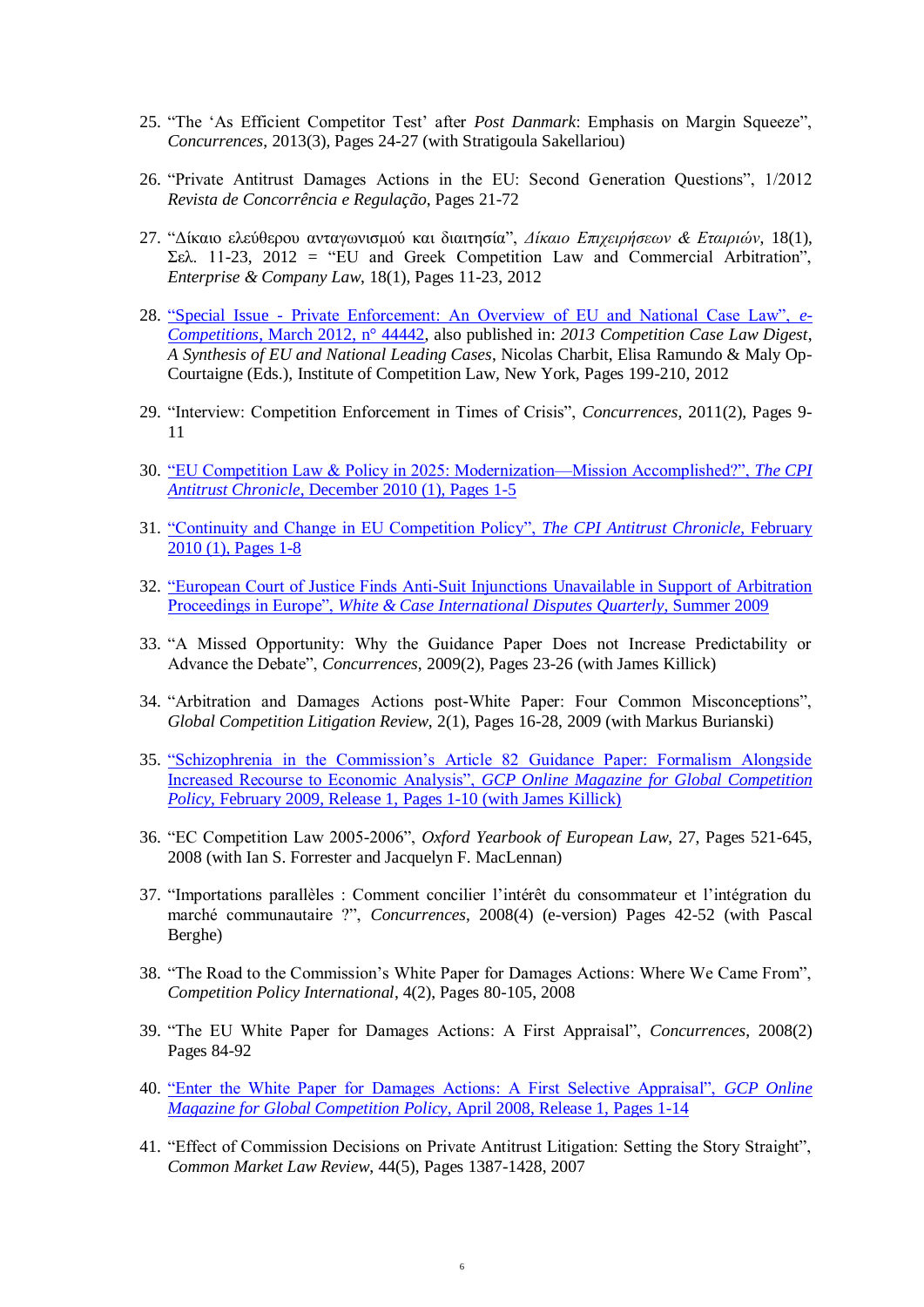25. "The 'As Efficient Competitor Test' after *Post Danmark*: Emphasis on Margin Squeeze", *Concurrences*, 2013(3), Pages 24-27 (with Stratigoula Sakellariou)

26. "Private Antitrust Damages Actions in the EU: Second Generation Questions", 1/2012 *Revista de Concorrência e Regulação*, Pages 21-72

27. "Δίκαιο ελεύθερου ανταγωνισμού και διαιτησία", *Δίκαιο Επιχειρήσεων & Εταιριών*, 18(1), Σελ. 11-23, 2012 = "EU and Greek Competition Law and Commercial Arbitration", *Enterprise & Company Law*, 18(1), Pages 11-23, 2012

28. "Special Issue - Private Enforcement: An Overview of EU and National Case Law", *e-Competitions*, March 2012, n° 44442, also published in: *2013 Competition Case Law Digest*, *A Synthesis of EU and National Leading Cases*, Nicolas Charbit, Elisa Ramundo & Maly Op-Courtaigne (Eds.), Institute of Competition Law, New York, Pages 199-210, 2012

29. "Interview: Competition Enforcement in Times of Crisis", *Concurrences*, 2011(2), Pages 9-11

30. "EU Competition Law & Policy in 2025: Modernization—Mission Accomplished?", *The CPI Antitrust Chronicle*, December 2010 (1), Pages 1-5

31. "Continuity and Change in EU Competition Policy", *The CPI Antitrust Chronicle*, February 2010 (1), Pages 1-8

32. "European Court of Justice Finds Anti-Suit Injunctions Unavailable in Support of Arbitration Proceedings in Europe", *White & Case International Disputes Quarterly*, Summer 2009

33. "A Missed Opportunity: Why the Guidance Paper Does not Increase Predictability or Advance the Debate", *Concurrences*, 2009(2), Pages 23-26 (with James Killick)

34. "Arbitration and Damages Actions post-White Paper: Four Common Misconceptions", *Global Competition Litigation Review*, 2(1), Pages 16-28, 2009 (with Markus Burianski)

35. "Schizophrenia in the Commission's Article 82 Guidance Paper: Formalism Alongside Increased Recourse to Economic Analysis", *GCP Online Magazine for Global Competition Policy*, February 2009, Release 1, Pages 1-10 (with James Killick)

36. "EC Competition Law 2005-2006", *Oxford Yearbook of European Law*, 27, Pages 521-645, 2008 (with Ian S. Forrester and Jacquelyn F. MacLennan)

37. "Importations parallèles : Comment concilier l'intérêt du consommateur et l'intégration du marché communautaire ?", *Concurrences*, 2008(4) (e-version) Pages 42-52 (with Pascal Berghe)

38. "The Road to the Commission's White Paper for Damages Actions: Where We Came From", *Competition Policy International*, 4(2), Pages 80-105, 2008

39. "The EU White Paper for Damages Actions: A First Appraisal", *Concurrences*, 2008(2) Pages 84-92

40. "Enter the White Paper for Damages Actions: A First Selective Appraisal", *GCP Online Magazine for Global Competition Policy*, April 2008, Release 1, Pages 1-14

41. "Effect of Commission Decisions on Private Antitrust Litigation: Setting the Story Straight", *Common Market Law Review*, 44(5), Pages 1387-1428, 2007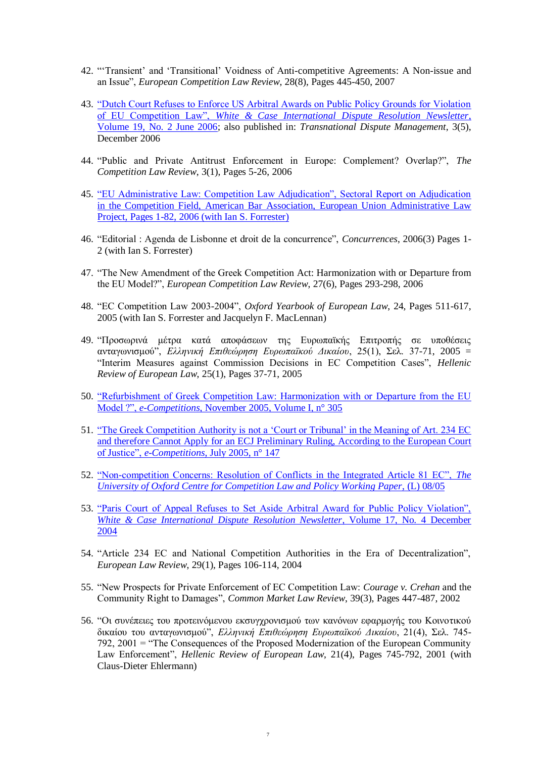42. "'Transient' and 'Transitional' Voidness of Anti-competitive Agreements: A Non-issue and an Issue", *European Competition Law Review*, 28(8), Pages 445-450, 2007

43. "Dutch Court Refuses to Enforce US Arbitral Awards on Public Policy Grounds for Violation of EU Competition Law", *White & Case International Dispute Resolution Newsletter*, Volume 19, No. 2 June 2006; also published in: *Transnational Dispute Management*, 3(5), December 2006

44. "Public and Private Antitrust Enforcement in Europe: Complement? Overlap?", *The Competition Law Review*, 3(1), Pages 5-26, 2006

45. "EU Administrative Law: Competition Law Adjudication", Sectoral Report on Adjudication in the Competition Field, American Bar Association, European Union Administrative Law Project, Pages 1-82, 2006 (with Ian S. Forrester)

46. "Editorial : Agenda de Lisbonne et droit de la concurrence", *Concurrences*, 2006(3) Pages 1-2 (with Ian S. Forrester)

47. "The New Amendment of the Greek Competition Act: Harmonization with or Departure from the EU Model?", *European Competition Law Review*, 27(6), Pages 293-298, 2006

48. "EC Competition Law 2003-2004", *Oxford Yearbook of European Law*, 24, Pages 511-617, 2005 (with Ian S. Forrester and Jacquelyn F. MacLennan)

49. "Προσωρινά μέτρα κατά αποφάσεων της Ευρωπαϊκής Επιτροπής σε υποθέσεις ανταγωνισμού", *Ελληνική Επιθεώρηση Ευρωπαϊκού Δικαίου*, 25(1), Σελ. 37-71, 2005 = "Interim Measures against Commission Decisions in EC Competition Cases", *Hellenic Review of European Law*, 25(1), Pages 37-71, 2005

50. "Refurbishment of Greek Competition Law: Harmonization with or Departure from the EU Model ?", *e-Competitions*, November 2005, Volume I, n° 305

51. "The Greek Competition Authority is not a 'Court or Tribunal' in the Meaning of Art. 234 EC and therefore Cannot Apply for an ECJ Preliminary Ruling, According to the European Court of Justice", *e-Competitions*, July 2005, n° 147

52. "Non-competition Concerns: Resolution of Conflicts in the Integrated Article 81 EC", *The University of Oxford Centre for Competition Law and Policy Working Paper*, (L) 08/05

53. "Paris Court of Appeal Refuses to Set Aside Arbitral Award for Public Policy Violation", *White & Case International Dispute Resolution Newsletter*, Volume 17, No. 4 December 2004

54. "Article 234 EC and National Competition Authorities in the Era of Decentralization", *European Law Review*, 29(1), Pages 106-114, 2004

55. "New Prospects for Private Enforcement of EC Competition Law: *Courage v. Crehan* and the Community Right to Damages", *Common Market Law Review*, 39(3), Pages 447-487, 2002

56. "Οι συνέπειες του προτεινόμενου εκσυγχρονισμού των κανόνων εφαρμογής του Κοινοτικού δικαίου του ανταγωνισμού", *Ελληνική Επιθεώρηση Ευρωπαϊκού Δικαίου*, 21(4), Σελ. 745-792, 2001 = "The Consequences of the Proposed Modernization of the European Community Law Enforcement", *Hellenic Review of European Law*, 21(4), Pages 745-792, 2001 (with Claus-Dieter Ehlermann)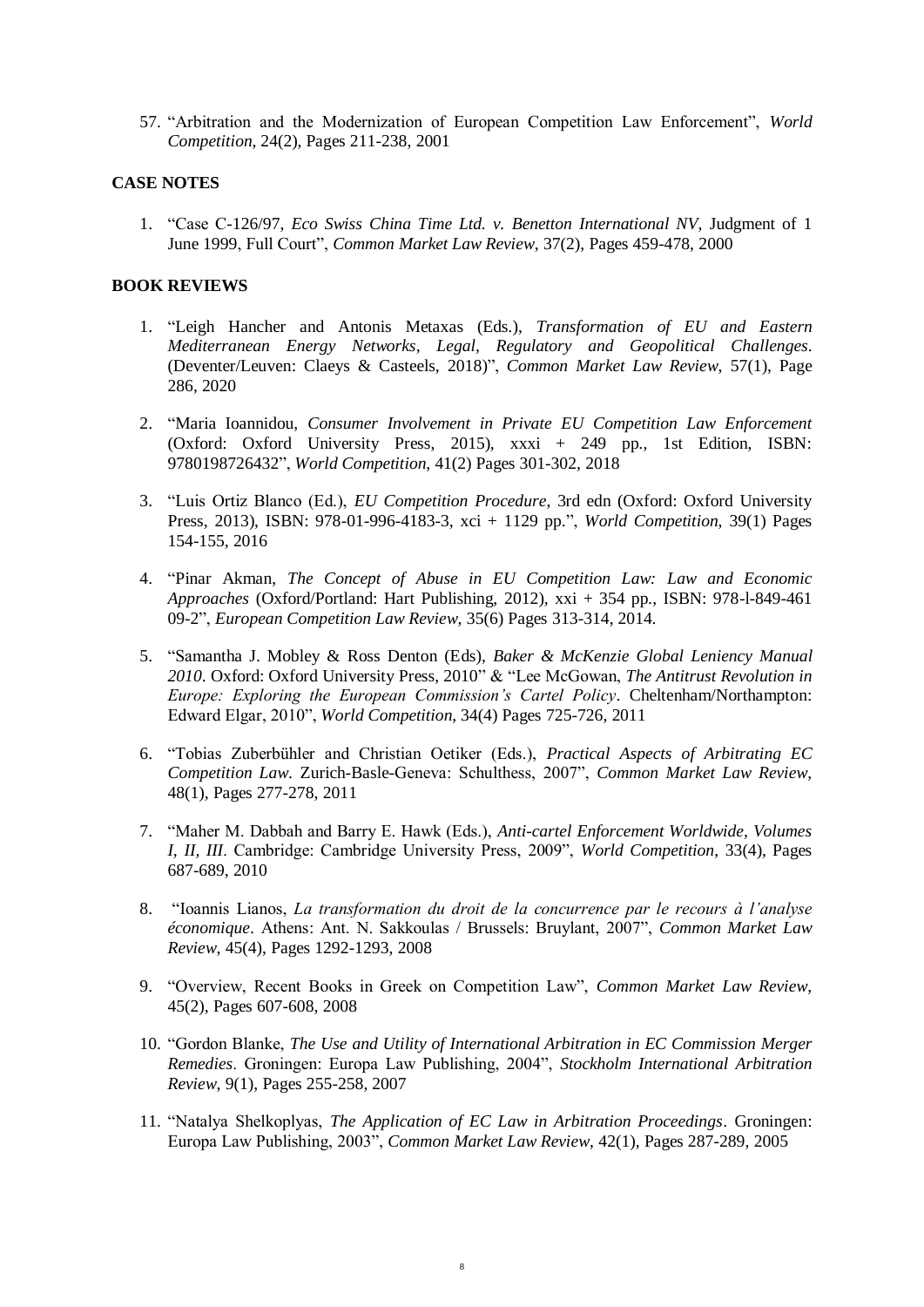57. "Arbitration and the Modernization of European Competition Law Enforcement", *World Competition*, 24(2), Pages 211-238, 2001

**CASE NOTES**

1. "Case C-126/97, *Eco Swiss China Time Ltd. v. Benetton International NV*, Judgment of 1 June 1999, Full Court", *Common Market Law Review*, 37(2), Pages 459-478, 2000

**BOOK REVIEWS**

1. "Leigh Hancher and Antonis Metaxas (Eds.), *Transformation of EU and Eastern Mediterranean Energy Networks, Legal, Regulatory and Geopolitical Challenges*. (Deventer/Leuven: Claeys & Casteels, 2018)", *Common Market Law Review*, 57(1), Page 286, 2020

2. "Maria Ioannidou, *Consumer Involvement in Private EU Competition Law Enforcement* (Oxford: Oxford University Press, 2015), xxxi + 249 pp., 1st Edition, ISBN: 9780198726432", *World Competition*, 41(2) Pages 301-302, 2018

3. "Luis Ortiz Blanco (Ed.), *EU Competition Procedure*, 3rd edn (Oxford: Oxford University Press, 2013), ISBN: 978-01-996-4183-3, xci + 1129 pp.", *World Competition*, 39(1) Pages 154-155, 2016

4. "Pinar Akman, *The Concept of Abuse in EU Competition Law: Law and Economic Approaches* (Oxford/Portland: Hart Publishing, 2012), xxi + 354 pp., ISBN: 978-l-849-461 09-2", *European Competition Law Review*, 35(6) Pages 313-314, 2014.

5. "Samantha J. Mobley & Ross Denton (Eds), *Baker & McKenzie Global Leniency Manual 2010*. Oxford: Oxford University Press, 2010" & "Lee McGowan, *The Antitrust Revolution in Europe: Exploring the European Commission's Cartel Policy*. Cheltenham/Northampton: Edward Elgar, 2010", *World Competition*, 34(4) Pages 725-726, 2011

6. "Tobias Zuberbühler and Christian Oetiker (Eds.), *Practical Aspects of Arbitrating EC Competition Law*. Zurich-Basle-Geneva: Schulthess, 2007", *Common Market Law Review*, 48(1), Pages 277-278, 2011

7. "Maher M. Dabbah and Barry E. Hawk (Eds.), *Anti-cartel Enforcement Worldwide, Volumes I, II, III*. Cambridge: Cambridge University Press, 2009", *World Competition*, 33(4), Pages 687-689, 2010

8. "Ioannis Lianos, *La transformation du droit de la concurrence par le recours à l'analyse économique*. Athens: Ant. N. Sakkoulas / Brussels: Bruylant, 2007", *Common Market Law Review*, 45(4), Pages 1292-1293, 2008

9. "Overview, Recent Books in Greek on Competition Law", *Common Market Law Review*, 45(2), Pages 607-608, 2008

10. "Gordon Blanke, *The Use and Utility of International Arbitration in EC Commission Merger Remedies*. Groningen: Europa Law Publishing, 2004", *Stockholm International Arbitration Review*, 9(1), Pages 255-258, 2007

11. "Natalya Shelkoplyas, *The Application of EC Law in Arbitration Proceedings*. Groningen: Europa Law Publishing, 2003", *Common Market Law Review*, 42(1), Pages 287-289, 2005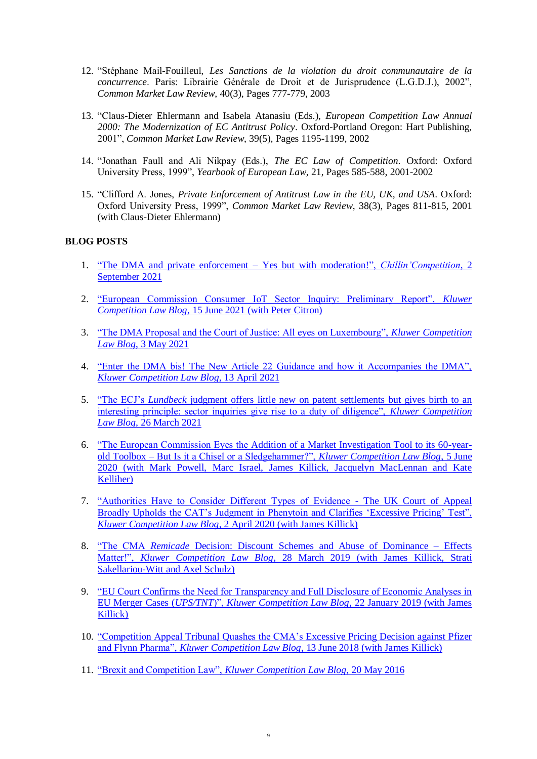12. "Stéphane Mail-Fouilleul, *Les Sanctions de la violation du droit communautaire de la concurrence*. Paris: Librairie Générale de Droit et de Jurisprudence (L.G.D.J.), 2002", *Common Market Law Review*, 40(3), Pages 777-779, 2003

13. "Claus-Dieter Ehlermann and Isabela Atanasiu (Eds.), *European Competition Law Annual 2000: The Modernization of EC Antitrust Policy*. Oxford-Portland Oregon: Hart Publishing, 2001", *Common Market Law Review*, 39(5), Pages 1195-1199, 2002

14. "Jonathan Faull and Ali Nikpay (Eds.), *The EC Law of Competition*. Oxford: Oxford University Press, 1999", *Yearbook of European Law*, 21, Pages 585-588, 2001-2002

15. "Clifford A. Jones, *Private Enforcement of Antitrust Law in the EU, UK, and USA*. Oxford: Oxford University Press, 1999", *Common Market Law Review*, 38(3), Pages 811-815, 2001 (with Claus-Dieter Ehlermann)

**BLOG POSTS**

1. "The DMA and private enforcement – Yes but with moderation!", *Chillin'Competition*, 2 September 2021

2. "European Commission Consumer IoT Sector Inquiry: Preliminary Report", *Kluwer Competition Law Blog*, 15 June 2021 (with Peter Citron)

3. "The DMA Proposal and the Court of Justice: All eyes on Luxembourg", *Kluwer Competition Law Blog*, 3 May 2021

4. "Enter the DMA bis! The New Article 22 Guidance and how it Accompanies the DMA", *Kluwer Competition Law Blog*, 13 April 2021

5. "The ECJ's *Lundbeck* judgment offers little new on patent settlements but gives birth to an interesting principle: sector inquiries give rise to a duty of diligence", *Kluwer Competition Law Blog*, 26 March 2021

6. "The European Commission Eyes the Addition of a Market Investigation Tool to its 60-year-old Toolbox – But Is it a Chisel or a Sledgehammer?", *Kluwer Competition Law Blog*, 5 June 2020 (with Mark Powell, Marc Israel, James Killick, Jacquelyn MacLennan and Kate Kelliher)

7. "Authorities Have to Consider Different Types of Evidence - The UK Court of Appeal Broadly Upholds the CAT's Judgment in Phenytoin and Clarifies 'Excessive Pricing' Test", *Kluwer Competition Law Blog*, 2 April 2020 (with James Killick)

8. "The CMA *Remicade* Decision: Discount Schemes and Abuse of Dominance – Effects Matter!", *Kluwer Competition Law Blog*, 28 March 2019 (with James Killick, Strati Sakellariou-Witt and Axel Schulz)

9. "EU Court Confirms the Need for Transparency and Full Disclosure of Economic Analyses in EU Merger Cases (*UPS/TNT*)", *Kluwer Competition Law Blog*, 22 January 2019 (with James Killick)

10. "Competition Appeal Tribunal Quashes the CMA's Excessive Pricing Decision against Pfizer and Flynn Pharma", *Kluwer Competition Law Blog*, 13 June 2018 (with James Killick)

11. "Brexit and Competition Law", *Kluwer Competition Law Blog*, 20 May 2016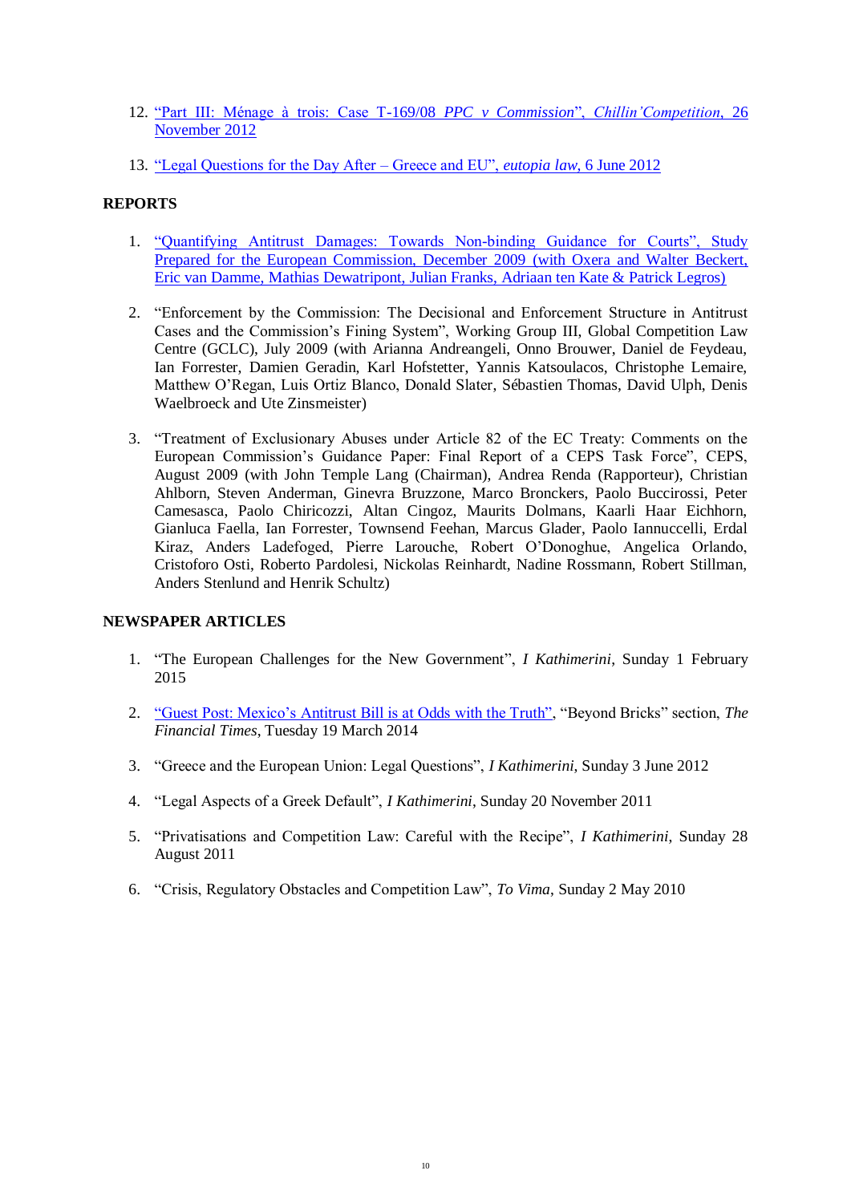12. “Part III: Ménage à trois: Case T-169/08 *PPC v Commission*”, *Chillin’Competition*, 26 November 2012

13. “Legal Questions for the Day After – Greece and EU”, *eutopia law*, 6 June 2012

**REPORTS**

1. “Quantifying Antitrust Damages: Towards Non-binding Guidance for Courts”, Study Prepared for the European Commission, December 2009 (with Oxera and Walter Beckert, Eric van Damme, Mathias Dewatripont, Julian Franks, Adriaan ten Kate & Patrick Legros)

2. “Enforcement by the Commission: The Decisional and Enforcement Structure in Antitrust Cases and the Commission’s Fining System”, Working Group III, Global Competition Law Centre (GCLC), July 2009 (with Arianna Andreangeli, Onno Brouwer, Daniel de Feydeau, Ian Forrester, Damien Geradin, Karl Hofstetter, Yannis Katsoulacos, Christophe Lemaire, Matthew O’Regan, Luis Ortiz Blanco, Donald Slater, Sébastien Thomas, David Ulph, Denis Waelbroeck and Ute Zinsmeister)

3. “Treatment of Exclusionary Abuses under Article 82 of the EC Treaty: Comments on the European Commission’s Guidance Paper: Final Report of a CEPS Task Force”, CEPS, August 2009 (with John Temple Lang (Chairman), Andrea Renda (Rapporteur), Christian Ahlborn, Steven Anderman, Ginevra Bruzzone, Marco Bronckers, Paolo Buccirossi, Peter Camesasca, Paolo Chiricozzi, Altan Cingoz, Maurits Dolmans, Kaarli Haar Eichhorn, Gianluca Faella, Ian Forrester, Townsend Feehan, Marcus Glader, Paolo Iannuccelli, Erdal Kiraz, Anders Ladefoged, Pierre Larouche, Robert O’Donoghue, Angelica Orlando, Cristoforo Osti, Roberto Pardolesi, Nickolas Reinhardt, Nadine Rossmann, Robert Stillman, Anders Stenlund and Henrik Schultz)

**NEWSPAPER ARTICLES**

1. “The European Challenges for the New Government”, *I Kathimerini*, Sunday 1 February 2015

2. “Guest Post: Mexico’s Antitrust Bill is at Odds with the Truth”, “Beyond Bricks” section, *The Financial Times*, Tuesday 19 March 2014

3. “Greece and the European Union: Legal Questions”, *I Kathimerini*, Sunday 3 June 2012

4. “Legal Aspects of a Greek Default”, *I Kathimerini*, Sunday 20 November 2011

5. “Privatisations and Competition Law: Careful with the Recipe”, *I Kathimerini*, Sunday 28 August 2011

6. “Crisis, Regulatory Obstacles and Competition Law”, *To Vima*, Sunday 2 May 2010